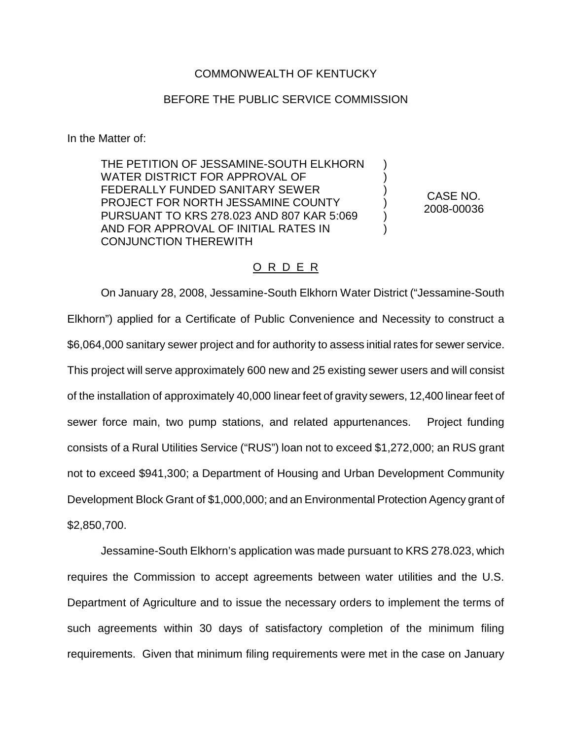COMMONWEALTH OF KENTUCKY

BEFORE THE PUBLIC SERVICE COMMISSION

In the Matter of:

| | | |
|---|---|---|
| THE PETITION OF JESSAMINE-SOUTH ELKHORN WATER DISTRICT FOR APPROVAL OF FEDERALLY FUNDED SANITARY SEWER PROJECT FOR NORTH JESSAMINE COUNTY PURSUANT TO KRS 278.023 AND 807 KAR 5:069 AND FOR APPROVAL OF INITIAL RATES IN CONJUNCTION THEREWITH | ) ) ) ) ) ) | CASE NO. 2008-00036 |

O R D E R

On January 28, 2008, Jessamine-South Elkhorn Water District ("Jessamine-South Elkhorn") applied for a Certificate of Public Convenience and Necessity to construct a $6,064,000 sanitary sewer project and for authority to assess initial rates for sewer service. This project will serve approximately 600 new and 25 existing sewer users and will consist of the installation of approximately 40,000 linear feet of gravity sewers, 12,400 linear feet of sewer force main, two pump stations, and related appurtenances. Project funding consists of a Rural Utilities Service ("RUS") loan not to exceed $1,272,000; an RUS grant not to exceed $941,300; a Department of Housing and Urban Development Community Development Block Grant of $1,000,000; and an Environmental Protection Agency grant of $2,850,700.

Jessamine-South Elkhorn's application was made pursuant to KRS 278.023, which requires the Commission to accept agreements between water utilities and the U.S. Department of Agriculture and to issue the necessary orders to implement the terms of such agreements within 30 days of satisfactory completion of the minimum filing requirements. Given that minimum filing requirements were met in the case on January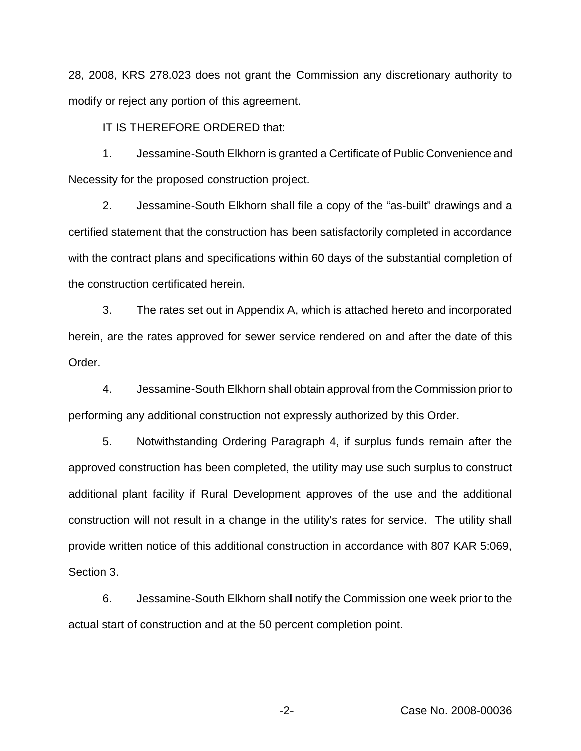28, 2008, KRS 278.023 does not grant the Commission any discretionary authority to modify or reject any portion of this agreement.

IT IS THEREFORE ORDERED that:

1. Jessamine-South Elkhorn is granted a Certificate of Public Convenience and Necessity for the proposed construction project.

2. Jessamine-South Elkhorn shall file a copy of the "as-built" drawings and a certified statement that the construction has been satisfactorily completed in accordance with the contract plans and specifications within 60 days of the substantial completion of the construction certificated herein.

3. The rates set out in Appendix A, which is attached hereto and incorporated herein, are the rates approved for sewer service rendered on and after the date of this Order.

4. Jessamine-South Elkhorn shall obtain approval from the Commission prior to performing any additional construction not expressly authorized by this Order.

5. Notwithstanding Ordering Paragraph 4, if surplus funds remain after the approved construction has been completed, the utility may use such surplus to construct additional plant facility if Rural Development approves of the use and the additional construction will not result in a change in the utility's rates for service. The utility shall provide written notice of this additional construction in accordance with 807 KAR 5:069, Section 3.

6. Jessamine-South Elkhorn shall notify the Commission one week prior to the actual start of construction and at the 50 percent completion point.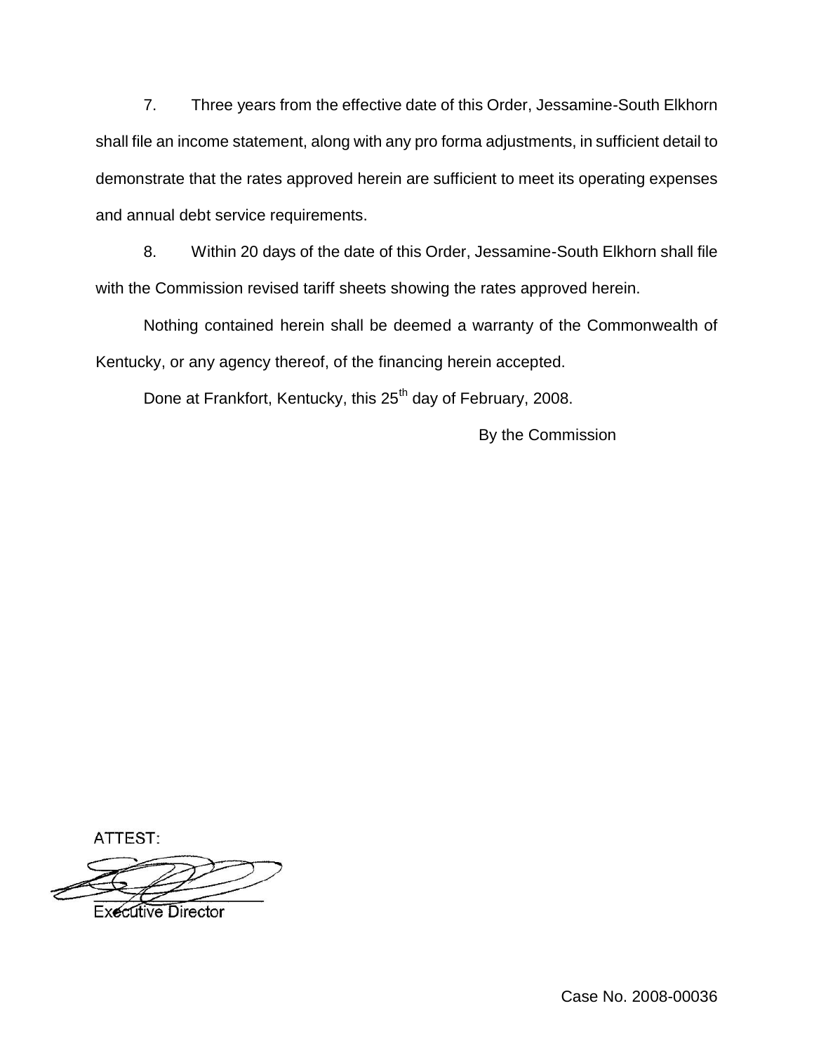7. Three years from the effective date of this Order, Jessamine-South Elkhorn shall file an income statement, along with any pro forma adjustments, in sufficient detail to demonstrate that the rates approved herein are sufficient to meet its operating expenses and annual debt service requirements.

8. Within 20 days of the date of this Order, Jessamine-South Elkhorn shall file with the Commission revised tariff sheets showing the rates approved herein.

Nothing contained herein shall be deemed a warranty of the Commonwealth of Kentucky, or any agency thereof, of the financing herein accepted.

Done at Frankfort, Kentucky, this 25th day of February, 2008.

By the Commission

ATTEST:

Executive Director

Case No. 2008-00036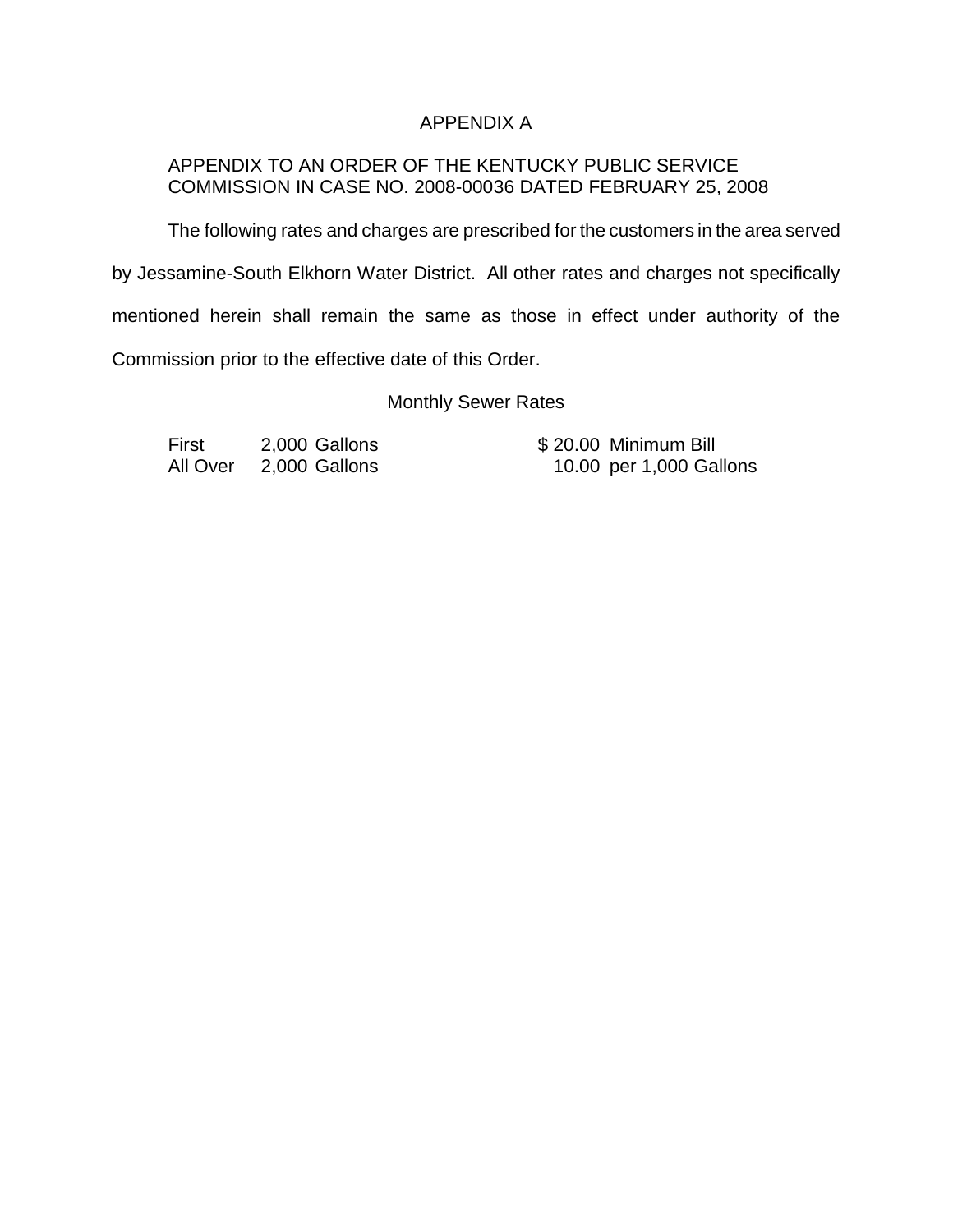# APPENDIX A

APPENDIX TO AN ORDER OF THE KENTUCKY PUBLIC SERVICE COMMISSION IN CASE NO. 2008-00036 DATED FEBRUARY 25, 2008

The following rates and charges are prescribed for the customers in the area served by Jessamine-South Elkhorn Water District. All other rates and charges not specifically mentioned herein shall remain the same as those in effect under authority of the Commission prior to the effective date of this Order.

<u>Monthly Sewer Rates</u>

| | | |
|---|---|---|
| First | 2,000 Gallons | \$ 20.00 Minimum Bill |
| All Over | 2,000 Gallons | 10.00 per 1,000 Gallons |